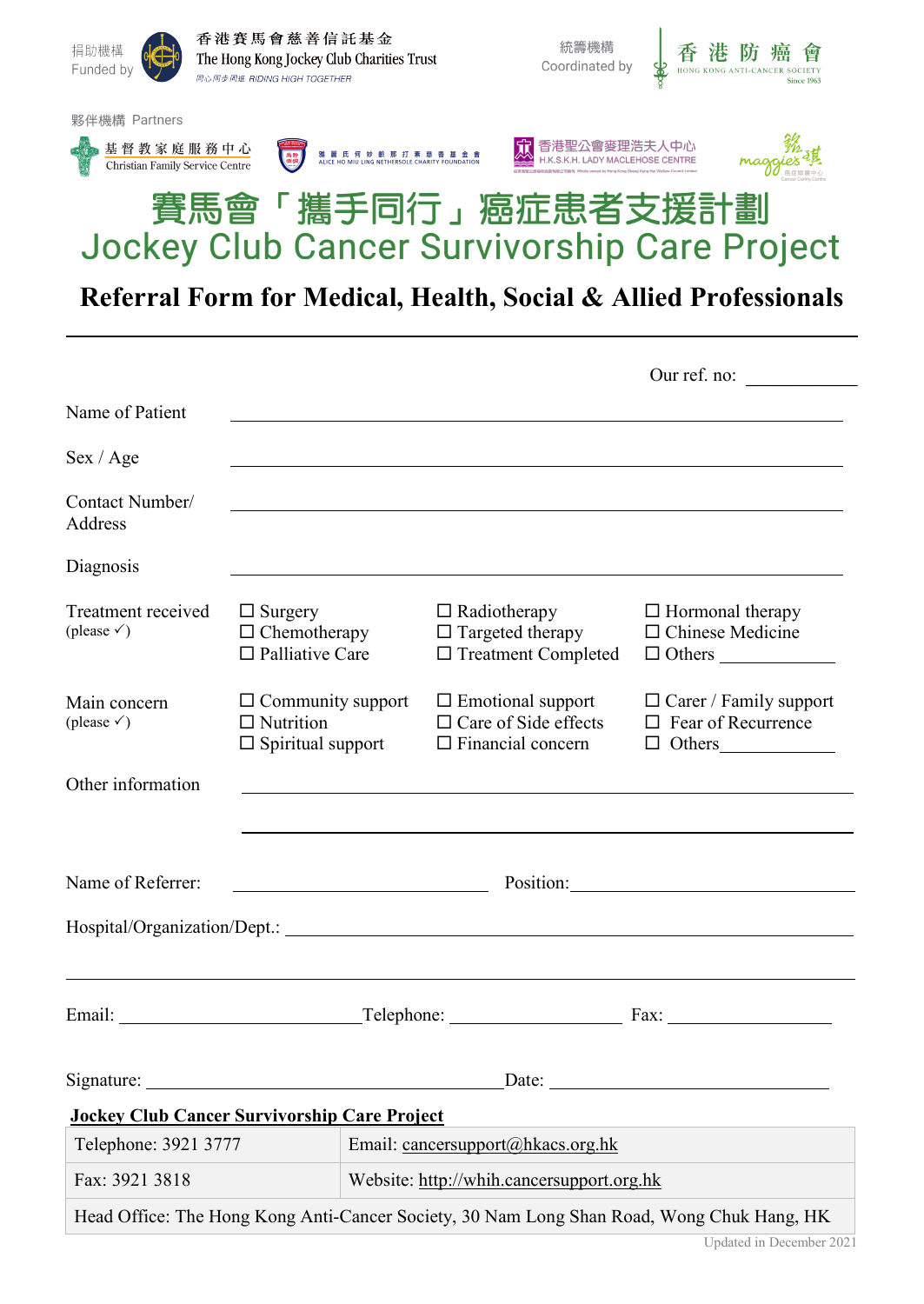捐助機構 Funded by 香港賽馬會慈善信託基金 The Hong Kong Jockey Club Charities Trust 同心同步同進 RIDING HIGH TOGETHER

統籌機構 Coordinated by 香港防癌會 HONG KONG ANTI-CANCER SOCIETY Since 1963

夥伴機構 Partners

基督教家庭服務中心 Christian Family Service Centre

雅麗氏何妙齡那打素慈善基金會 ALICE HO MIU LING NETHERSOLE CHARITY FOUNDATION

香港聖公會麥理浩夫人中心 H.K.S.K.H. LADY MACLEHOSE CENTRE

maggie's 銘琪癌症關顧中心 Cancer Caring Centre

# 賽馬會「攜手同行」癌症患者支援計劃
# Jockey Club Cancer Survivorship Care Project

## Referral Form for Medical, Health, Social & Allied Professionals

Our ref. no: ____________

Name of Patient ______________________________

Sex / Age ______________________________

Contact Number/ Address ______________________________

Diagnosis ______________________________

Treatment received (please ✓)

| ☐ Surgery | ☐ Radiotherapy | ☐ Hormonal therapy |
|---|---|---|
| ☐ Chemotherapy | ☐ Targeted therapy | ☐ Chinese Medicine |
| ☐ Palliative Care | ☐ Treatment Completed | ☐ Others ____________ |

Main concern (please ✓)

| ☐ Community support | ☐ Emotional support | ☐ Carer / Family support |
|---|---|---|
| ☐ Nutrition | ☐ Care of Side effects | ☐ Fear of Recurrence |
| ☐ Spiritual support | ☐ Financial concern | ☐ Others____________ |

Other information ______________________________

______________________________

Name of Referrer: ____________________ Position: ____________________

Hospital/Organization/Dept.: ______________________________

______________________________

Email: ____________________ Telephone: ____________________ Fax: ____________________

Signature: ______________________________ Date: ____________________

**Jockey Club Cancer Survivorship Care Project**

| Telephone: 3921 3777 | Email: cancersupport@hkacs.org.hk |
|---|---|
| Fax: 3921 3818 | Website: http://whih.cancersupport.org.hk |
| Head Office: The Hong Kong Anti-Cancer Society, 30 Nam Long Shan Road, Wong Chuk Hang, HK | |

Updated in December 2021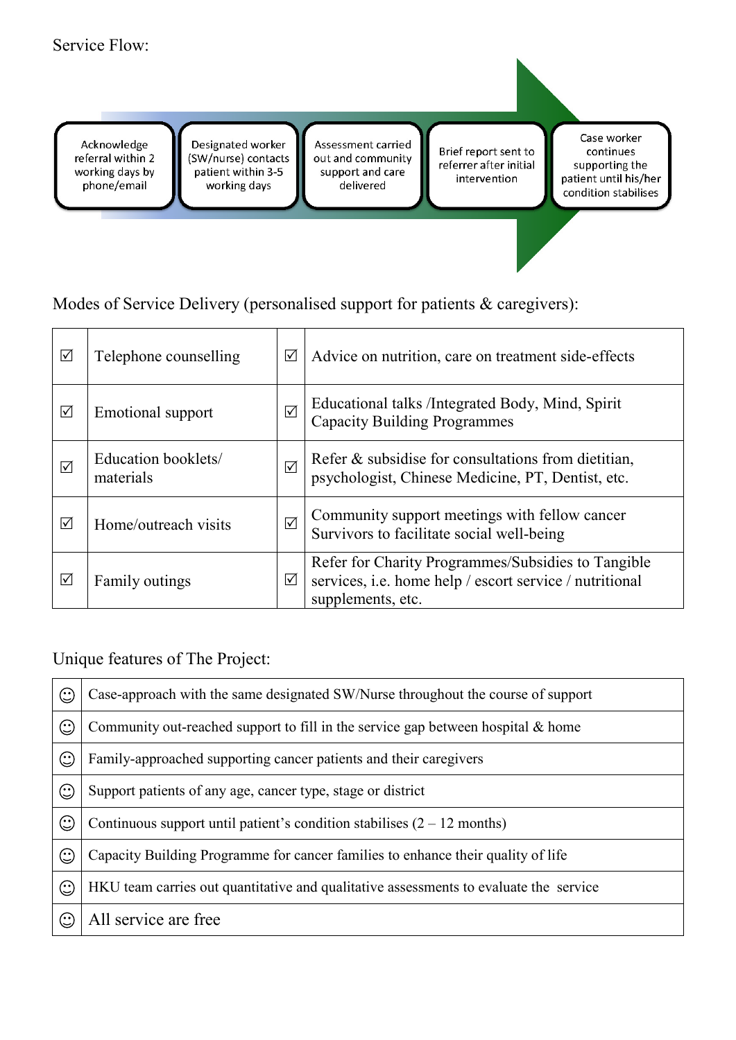Service Flow:

Acknowledge referral within 2 working days by phone/email

Designated worker (SW/nurse) contacts patient within 3-5 working days

Assessment carried out and community support and care delivered

Brief report sent to referrer after initial intervention

Case worker continues supporting the patient until his/her condition stabilises

Modes of Service Delivery (personalised support for patients & caregivers):

| | | | |
|---|---|---|---|
| ☑ | Telephone counselling | ☑ | Advice on nutrition, care on treatment side-effects |
| ☑ | Emotional support | ☑ | Educational talks /Integrated Body, Mind, Spirit Capacity Building Programmes |
| ☑ | Education booklets/ materials | ☑ | Refer & subsidise for consultations from dietitian, psychologist, Chinese Medicine, PT, Dentist, etc. |
| ☑ | Home/outreach visits | ☑ | Community support meetings with fellow cancer Survivors to facilitate social well-being |
| ☑ | Family outings | ☑ | Refer for Charity Programmes/Subsidies to Tangible services, i.e. home help / escort service / nutritional supplements, etc. |

Unique features of The Project:

| | |
|---|---|
| ☺ | Case-approach with the same designated SW/Nurse throughout the course of support |
| ☺ | Community out-reached support to fill in the service gap between hospital & home |
| ☺ | Family-approached supporting cancer patients and their caregivers |
| ☺ | Support patients of any age, cancer type, stage or district |
| ☺ | Continuous support until patient's condition stabilises (2 – 12 months) |
| ☺ | Capacity Building Programme for cancer families to enhance their quality of life |
| ☺ | HKU team carries out quantitative and qualitative assessments to evaluate the service |
| ☺ | All service are free |